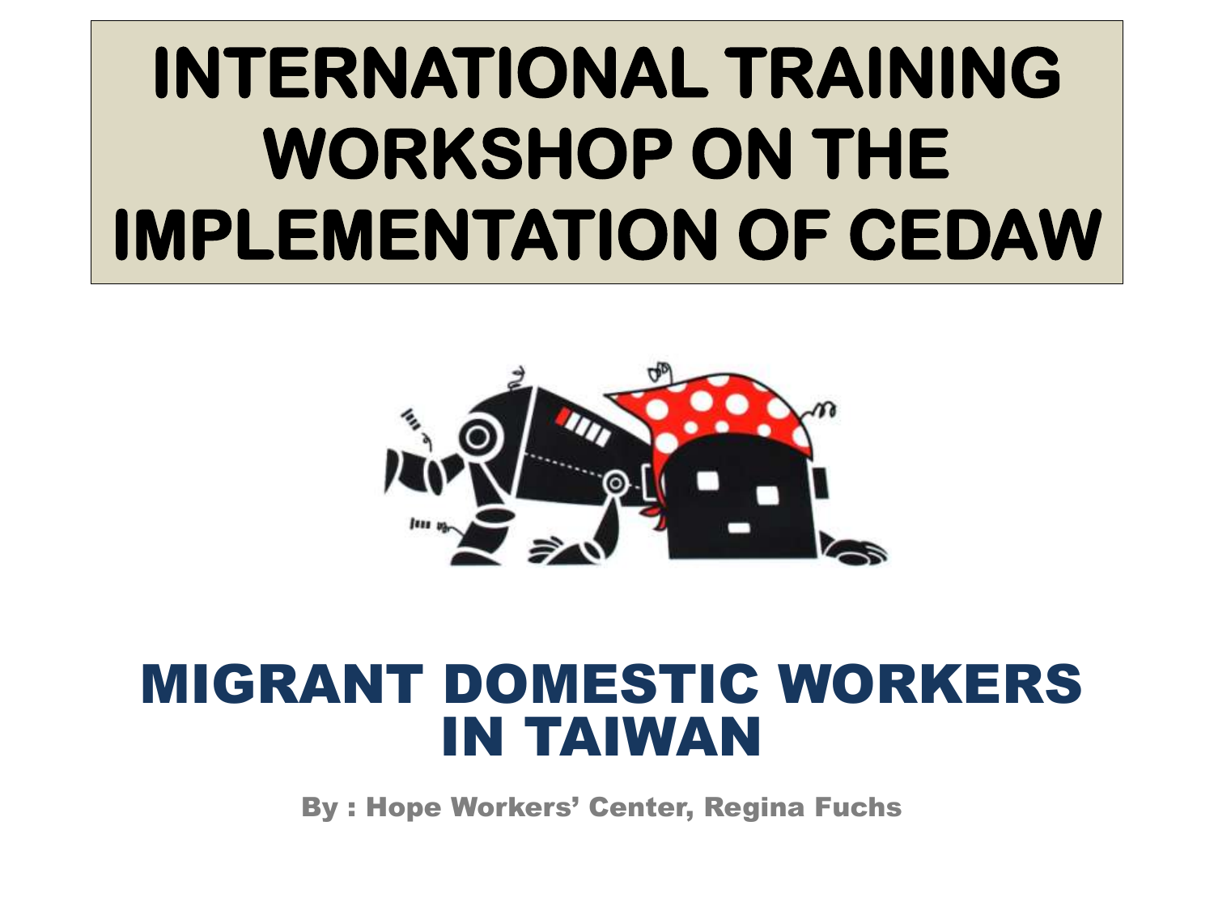# INTERNATIONAL TRAINING WORKSHOP ON THE IMPLEMENTATION OF CEDAW

## MIGRANT DOMESTIC WORKERS IN TAIWAN

**By : Hope Workers' Center, Regina Fuchs**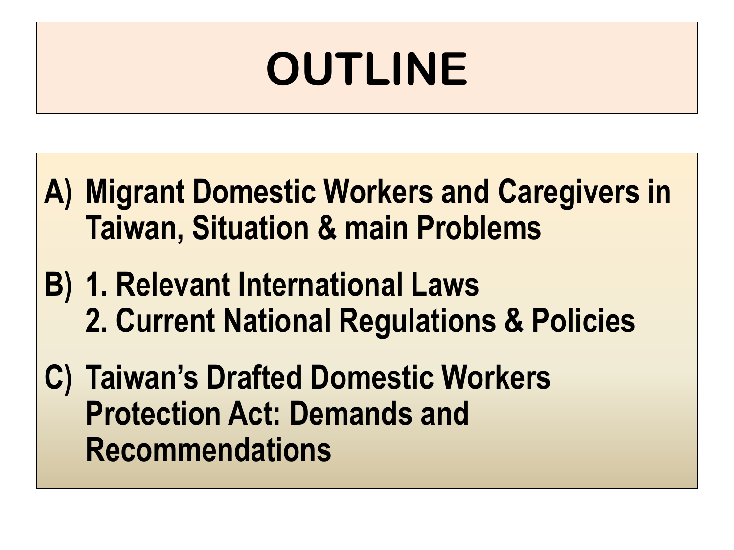# OUTLINE

A) **Migrant Domestic Workers and Caregivers in Taiwan, Situation & main Problems**

B) **1. Relevant International Laws**
   **2. Current National Regulations & Policies**

C) **Taiwan's Drafted Domestic Workers Protection Act: Demands and Recommendations**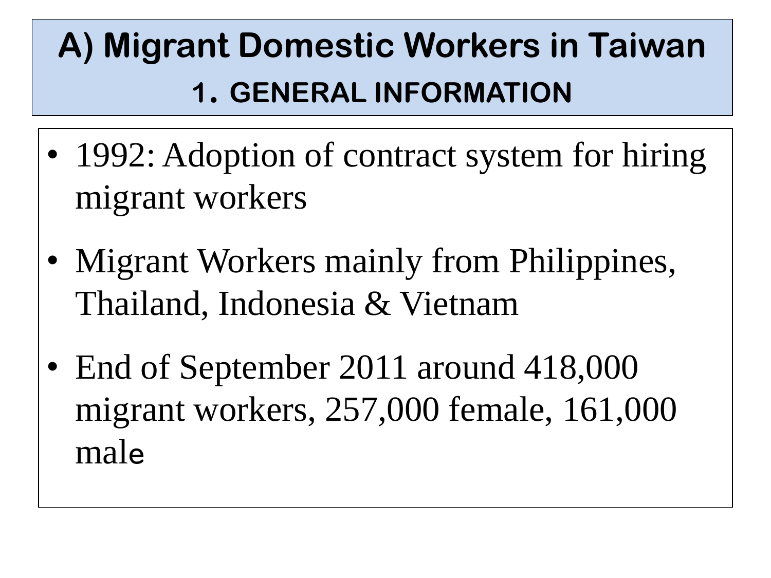# A) Migrant Domestic Workers in Taiwan

## 1. GENERAL INFORMATION

- 1992: Adoption of contract system for hiring migrant workers
- Migrant Workers mainly from Philippines, Thailand, Indonesia & Vietnam
- End of September 2011 around 418,000 migrant workers, 257,000 female, 161,000 male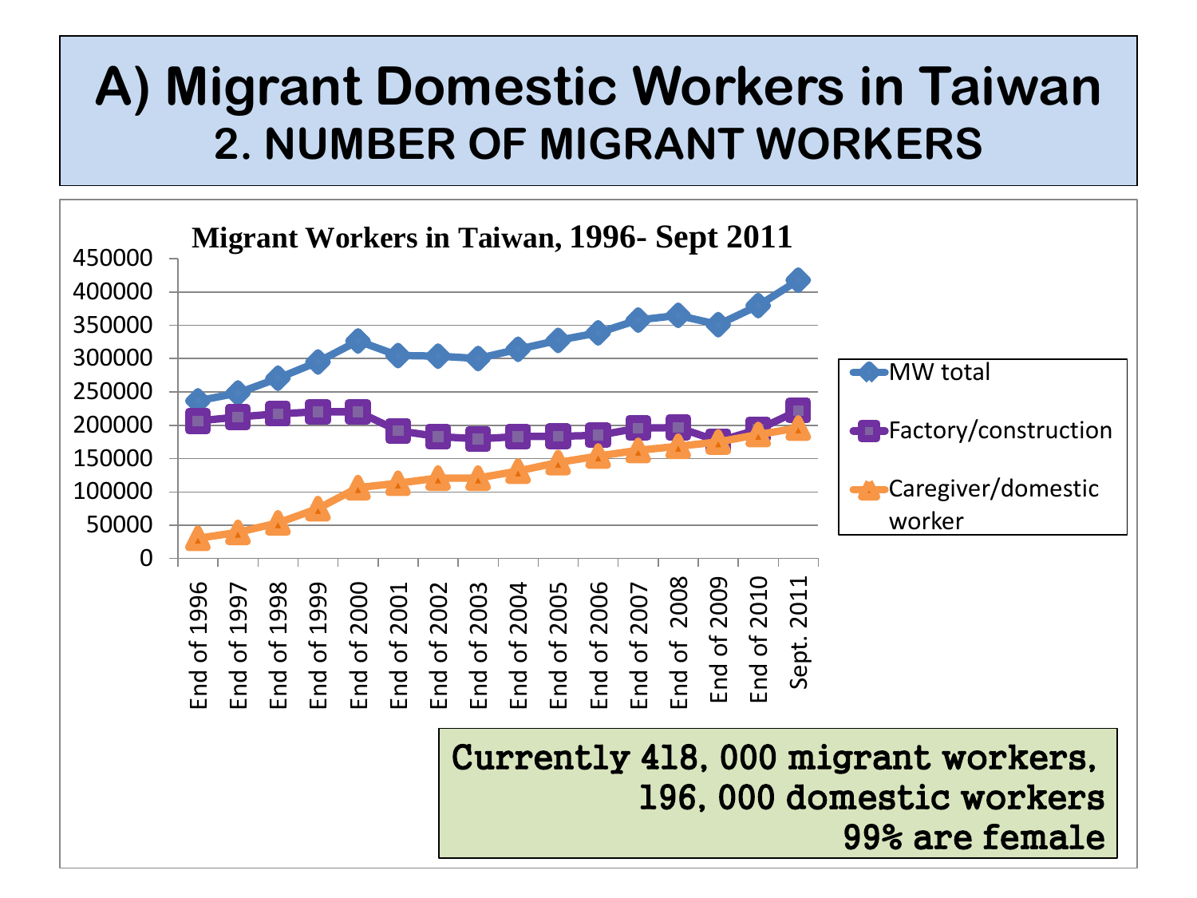# A) Migrant Domestic Workers in Taiwan

## 2. NUMBER OF MIGRANT WORKERS

Migrant Workers in Taiwan, 1996- Sept 2011

450000
400000
350000
300000
250000
200000
150000
100000
50000
0

End of 1996
End of 1997
End of 1998
End of 1999
End of 2000
End of 2001
End of 2002
End of 2003
End of 2004
End of 2005
End of 2006
End of 2007
End of 2008
End of 2009
End of 2010
Sept. 2011

MW total
Factory/construction
Caregiver/domestic worker

**Currently 418, 000 migrant workers,**
**196, 000 domestic workers**
**99% are female**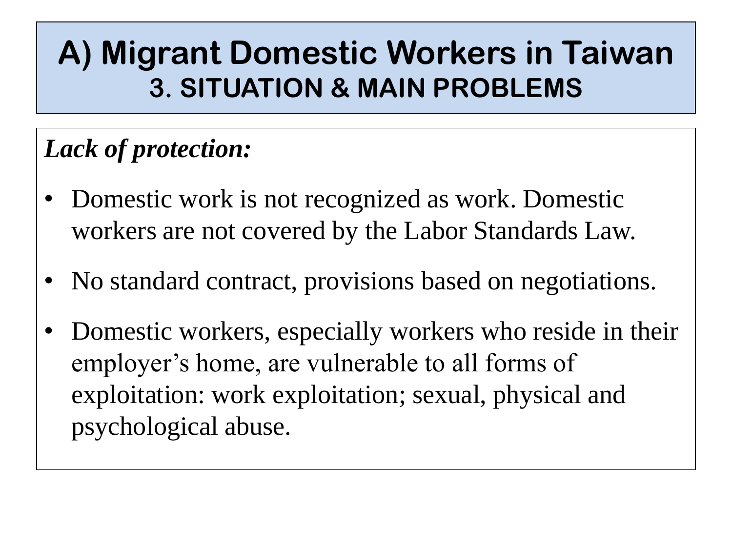# A) Migrant Domestic Workers in Taiwan

## 3. SITUATION & MAIN PROBLEMS

***Lack of protection:***

- Domestic work is not recognized as work. Domestic workers are not covered by the Labor Standards Law.
- No standard contract, provisions based on negotiations.
- Domestic workers, especially workers who reside in their employer's home, are vulnerable to all forms of exploitation: work exploitation; sexual, physical and psychological abuse.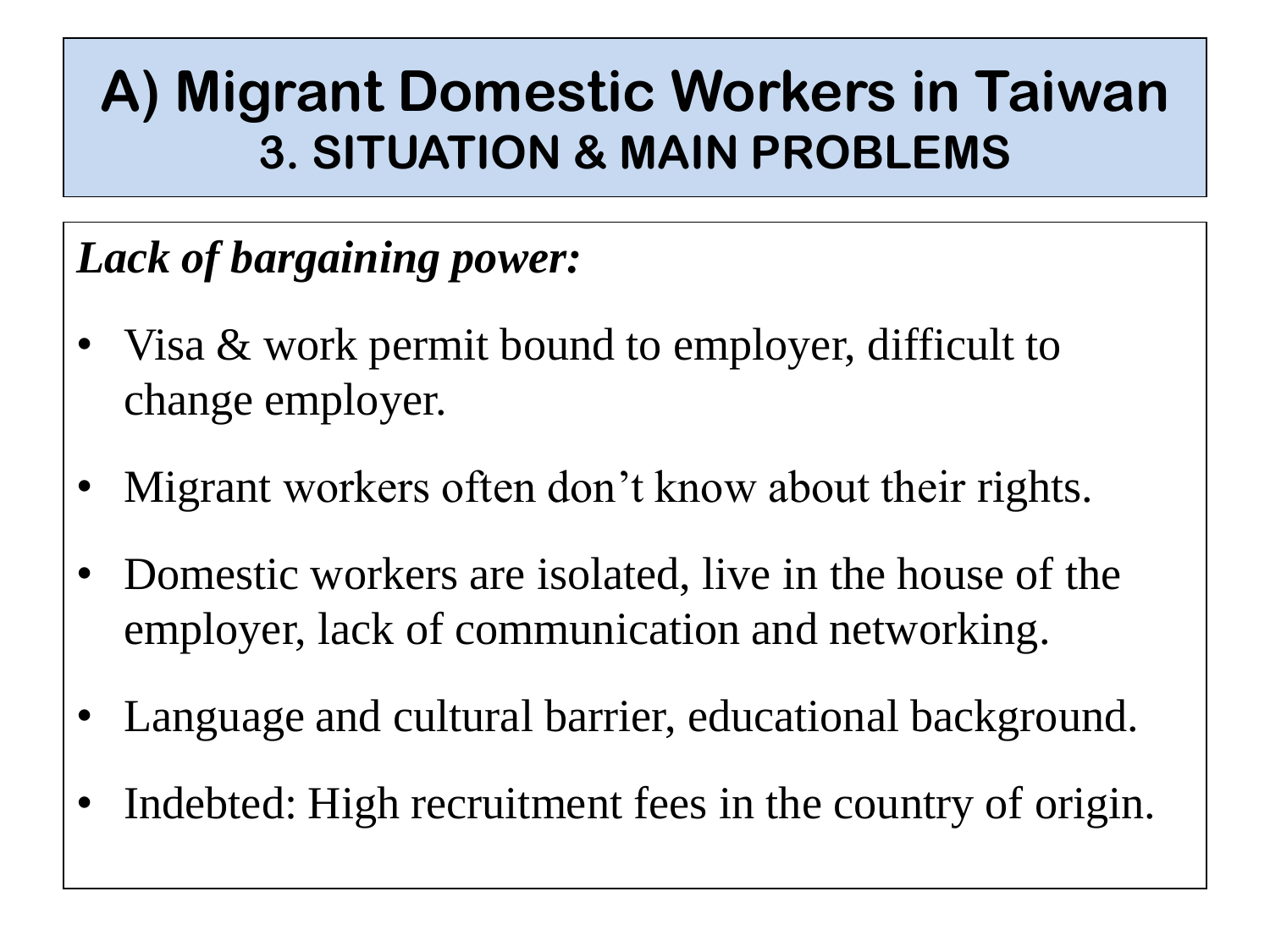# A) Migrant Domestic Workers in Taiwan

## 3. SITUATION & MAIN PROBLEMS

***Lack of bargaining power:***

- Visa & work permit bound to employer, difficult to change employer.
- Migrant workers often don’t know about their rights.
- Domestic workers are isolated, live in the house of the employer, lack of communication and networking.
- Language and cultural barrier, educational background.
- Indebted: High recruitment fees in the country of origin.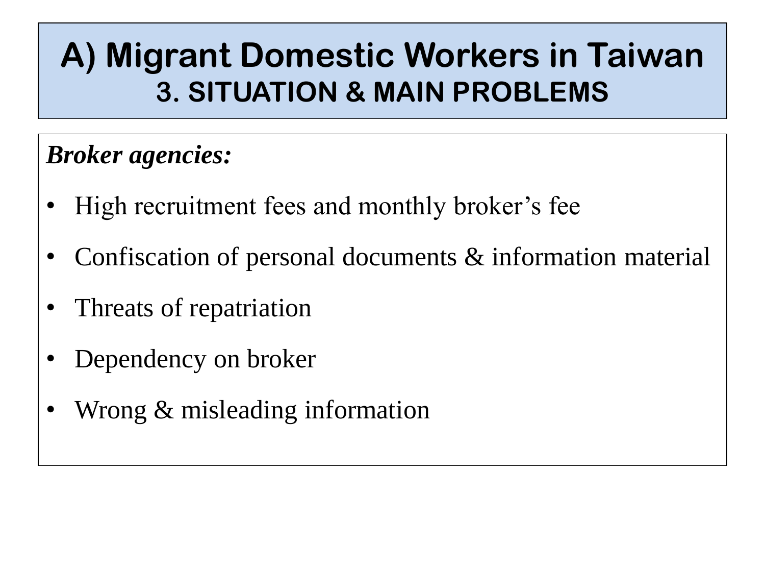# A) Migrant Domestic Workers in Taiwan

## 3. SITUATION & MAIN PROBLEMS

***Broker agencies:***

- High recruitment fees and monthly broker’s fee
- Confiscation of personal documents & information material
- Threats of repatriation
- Dependency on broker
- Wrong & misleading information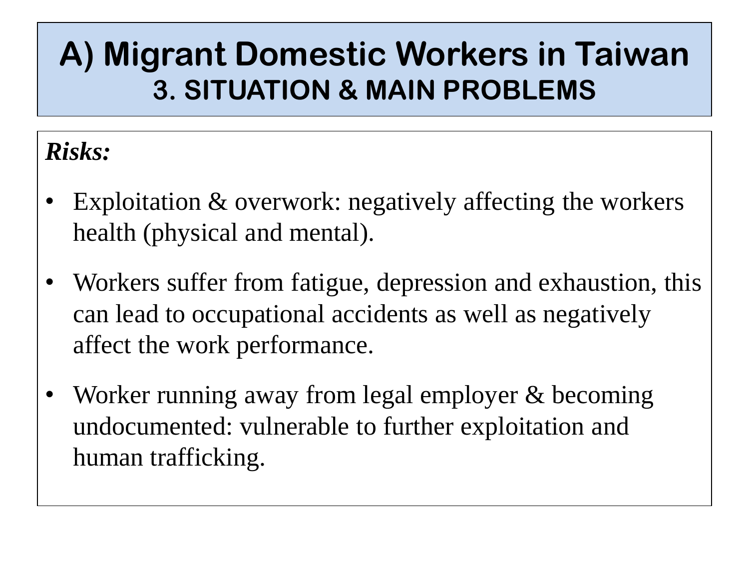# A) Migrant Domestic Workers in Taiwan

## 3. SITUATION & MAIN PROBLEMS

***Risks:***

- Exploitation & overwork: negatively affecting the workers health (physical and mental).
- Workers suffer from fatigue, depression and exhaustion, this can lead to occupational accidents as well as negatively affect the work performance.
- Worker running away from legal employer & becoming undocumented: vulnerable to further exploitation and human trafficking.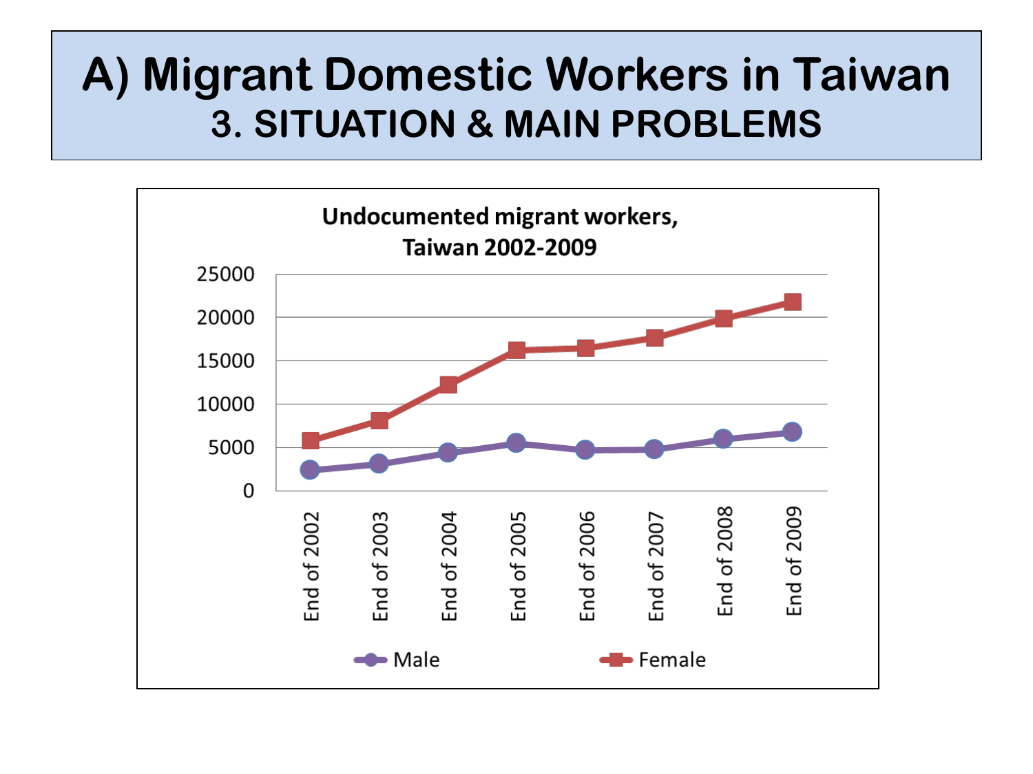# A) Migrant Domestic Workers in Taiwan

## 3. SITUATION & MAIN PROBLEMS

Undocumented migrant workers,
Taiwan 2002-2009

25000
20000
15000
10000
5000
0

End of 2002
End of 2003
End of 2004
End of 2005
End of 2006
End of 2007
End of 2008
End of 2009

Male
Female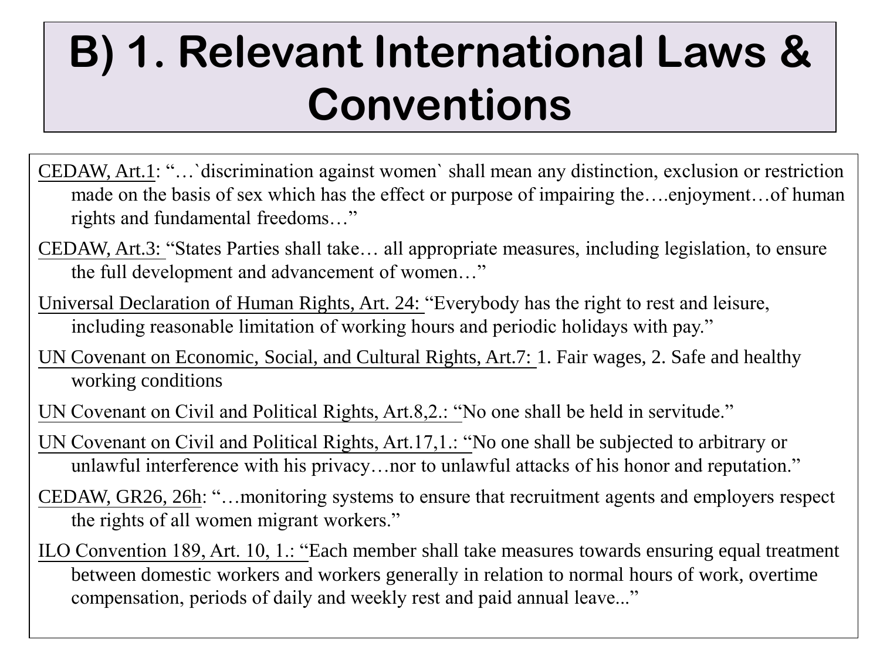# B) 1. Relevant International Laws & Conventions

CEDAW, Art.1: "…`discrimination against women` shall mean any distinction, exclusion or restriction made on the basis of sex which has the effect or purpose of impairing the….enjoyment…of human rights and fundamental freedoms…"

CEDAW, Art.3: "States Parties shall take… all appropriate measures, including legislation, to ensure the full development and advancement of women…"

Universal Declaration of Human Rights, Art. 24: "Everybody has the right to rest and leisure, including reasonable limitation of working hours and periodic holidays with pay."

UN Covenant on Economic, Social, and Cultural Rights, Art.7: 1. Fair wages, 2. Safe and healthy working conditions

UN Covenant on Civil and Political Rights, Art.8,2.: "No one shall be held in servitude."

UN Covenant on Civil and Political Rights, Art.17,1.: "No one shall be subjected to arbitrary or unlawful interference with his privacy…nor to unlawful attacks of his honor and reputation."

CEDAW, GR26, 26h: "…monitoring systems to ensure that recruitment agents and employers respect the rights of all women migrant workers."

ILO Convention 189, Art. 10, 1.: "Each member shall take measures towards ensuring equal treatment between domestic workers and workers generally in relation to normal hours of work, overtime compensation, periods of daily and weekly rest and paid annual leave..."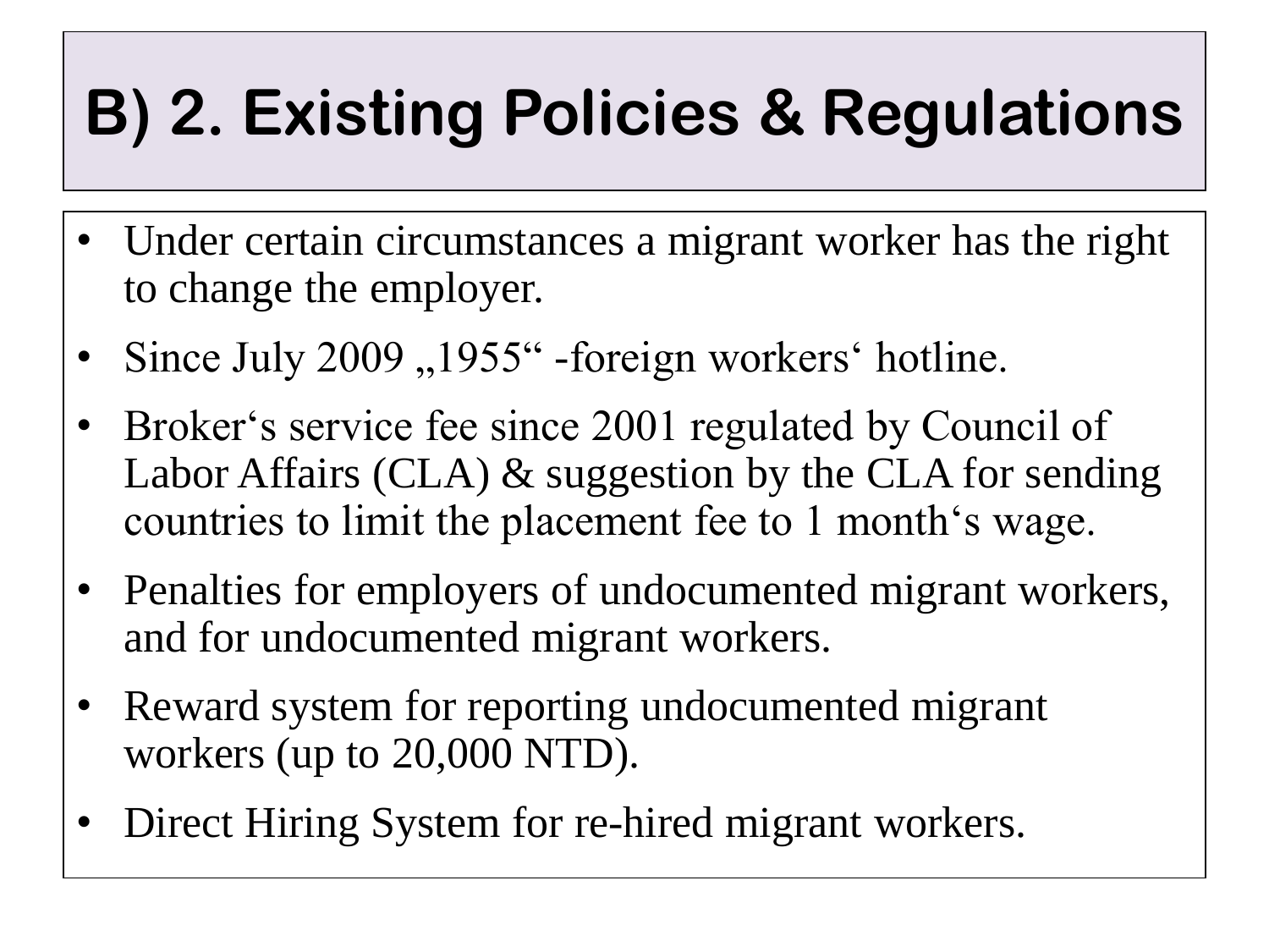# B) 2. Existing Policies & Regulations

- Under certain circumstances a migrant worker has the right to change the employer.
- Since July 2009 „1955“ -foreign workers‘ hotline.
- Broker‘s service fee since 2001 regulated by Council of Labor Affairs (CLA) & suggestion by the CLA for sending countries to limit the placement fee to 1 month‘s wage.
- Penalties for employers of undocumented migrant workers, and for undocumented migrant workers.
- Reward system for reporting undocumented migrant workers (up to 20,000 NTD).
- Direct Hiring System for re-hired migrant workers.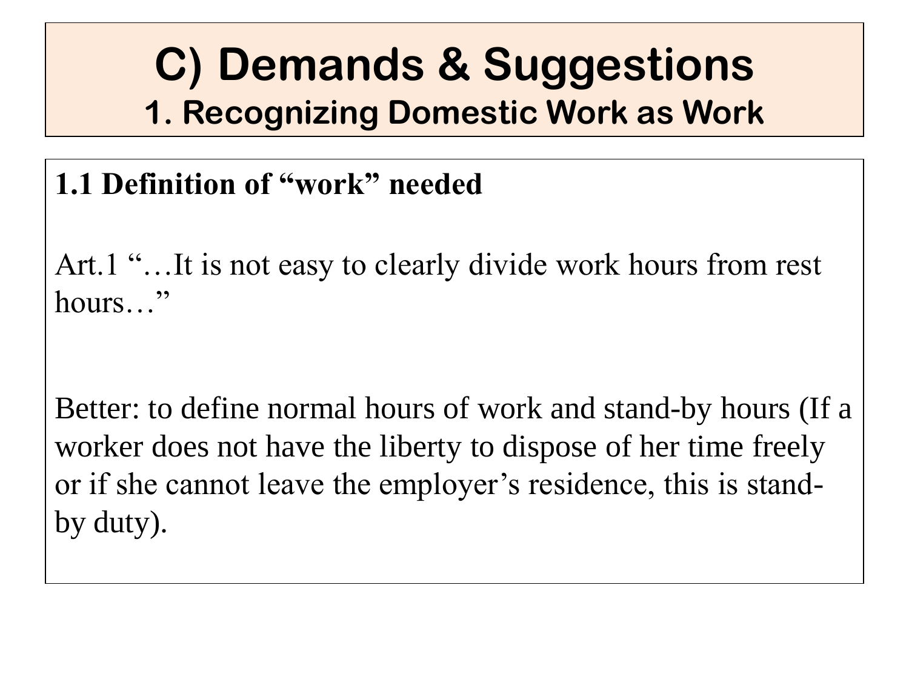# C) Demands & Suggestions

## 1. Recognizing Domestic Work as Work

**1.1 Definition of "work" needed**

Art.1 "…It is not easy to clearly divide work hours from rest hours…"

Better: to define normal hours of work and stand-by hours (If a worker does not have the liberty to dispose of her time freely or if she cannot leave the employer's residence, this is stand-by duty).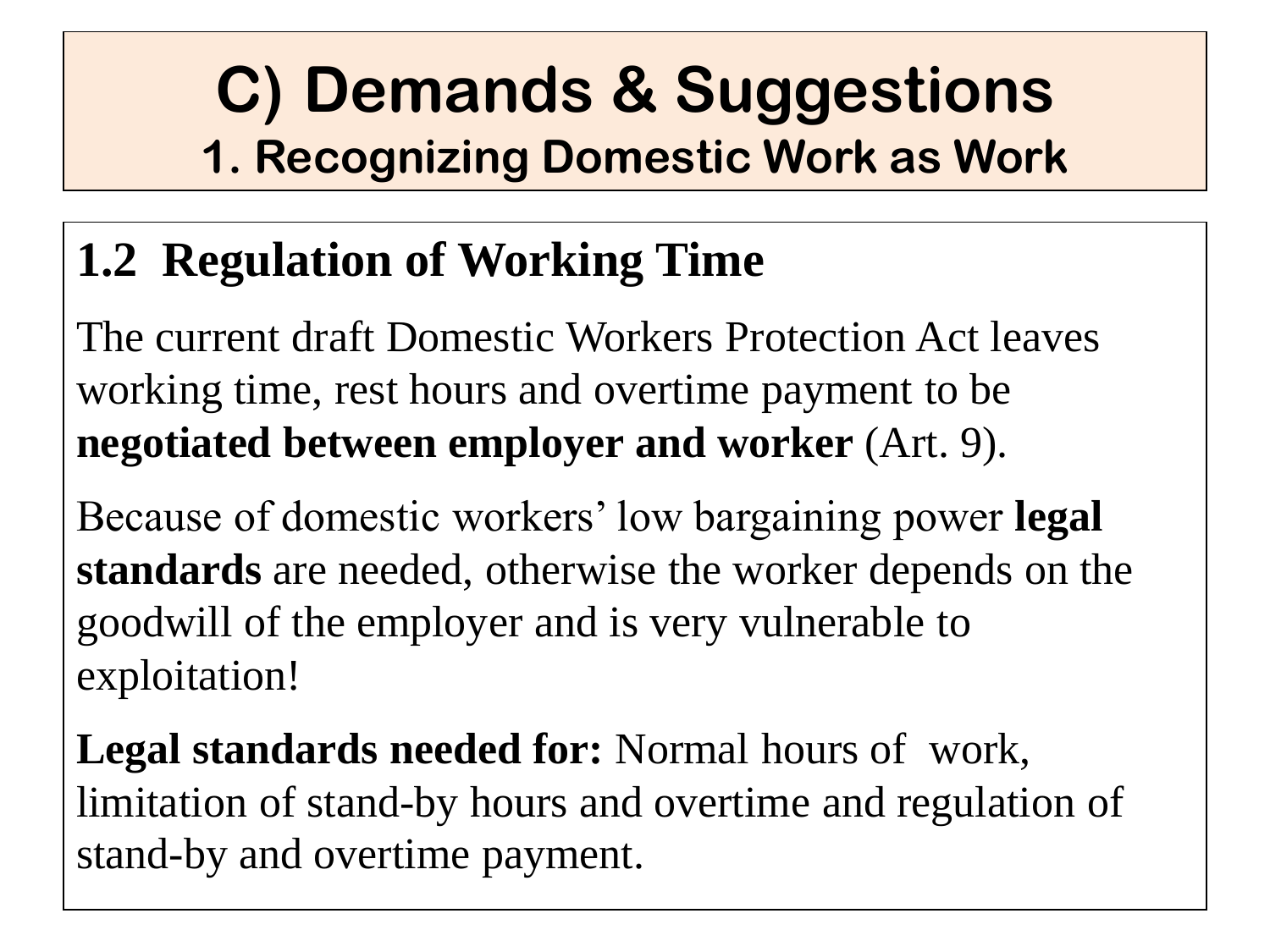# C) Demands & Suggestions

## 1. Recognizing Domestic Work as Work

### 1.2 Regulation of Working Time

The current draft Domestic Workers Protection Act leaves working time, rest hours and overtime payment to be **negotiated between employer and worker** (Art. 9).

Because of domestic workers' low bargaining power **legal standards** are needed, otherwise the worker depends on the goodwill of the employer and is very vulnerable to exploitation!

**Legal standards needed for:** Normal hours of work, limitation of stand-by hours and overtime and regulation of stand-by and overtime payment.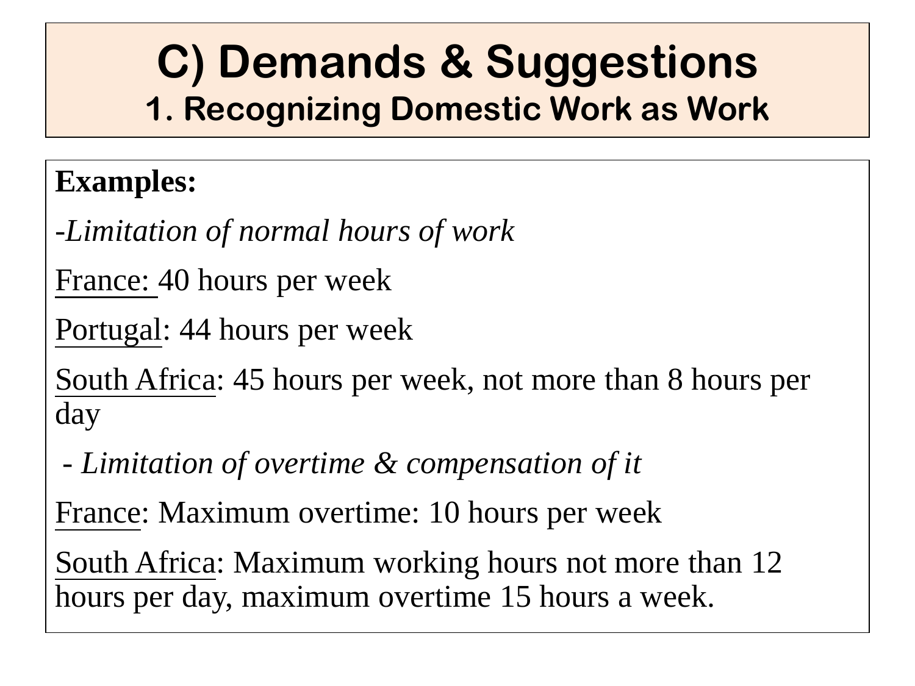# C) Demands & Suggestions

## 1. Recognizing Domestic Work as Work

**Examples:**

-*Limitation of normal hours of work*

France: 40 hours per week

Portugal: 44 hours per week

South Africa: 45 hours per week, not more than 8 hours per day

- *Limitation of overtime & compensation of it*

France: Maximum overtime: 10 hours per week

South Africa: Maximum working hours not more than 12 hours per day, maximum overtime 15 hours a week.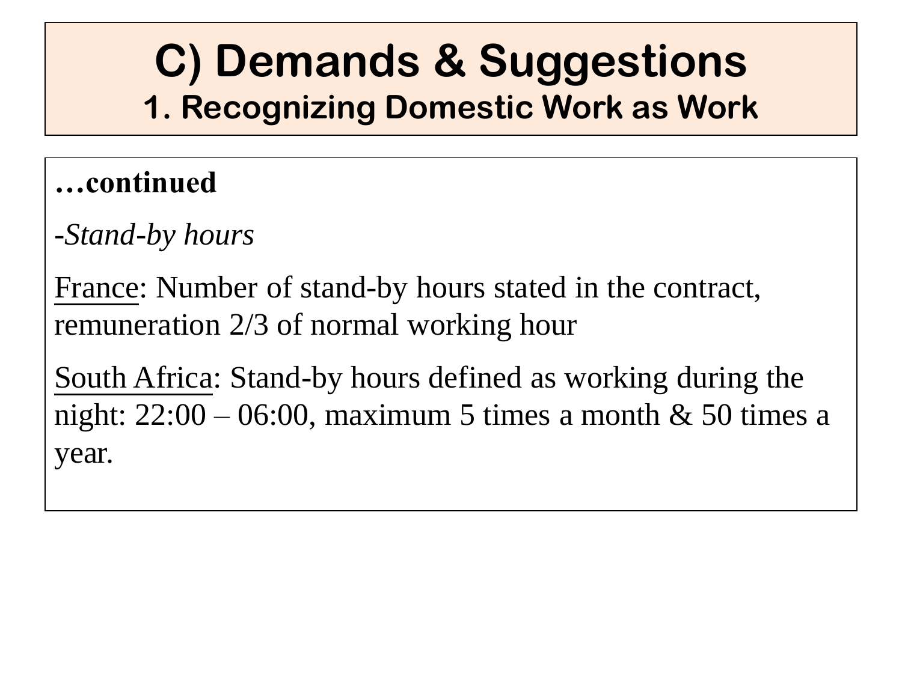# C) Demands & Suggestions

## 1. Recognizing Domestic Work as Work

**…continued**

-*Stand-by hours*

France: Number of stand-by hours stated in the contract, remuneration 2/3 of normal working hour

South Africa: Stand-by hours defined as working during the night: 22:00 – 06:00, maximum 5 times a month & 50 times a year.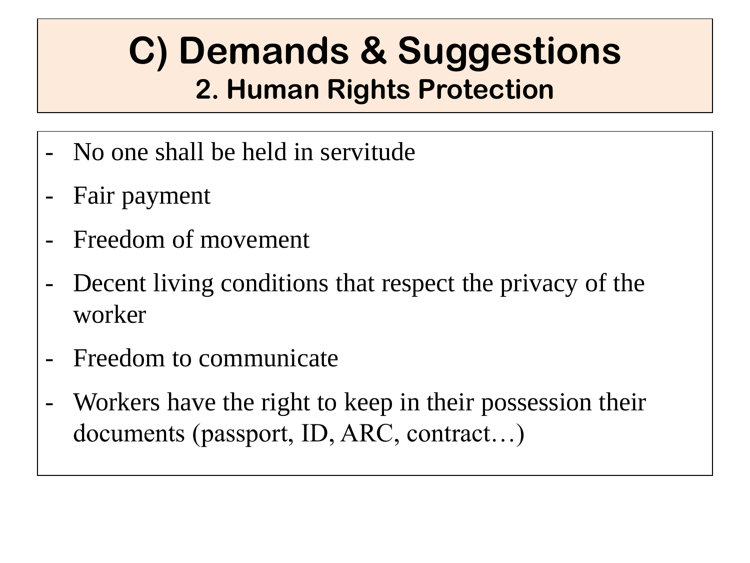# C) Demands & Suggestions

## 2. Human Rights Protection

- No one shall be held in servitude
- Fair payment
- Freedom of movement
- Decent living conditions that respect the privacy of the worker
- Freedom to communicate
- Workers have the right to keep in their possession their documents (passport, ID, ARC, contract…)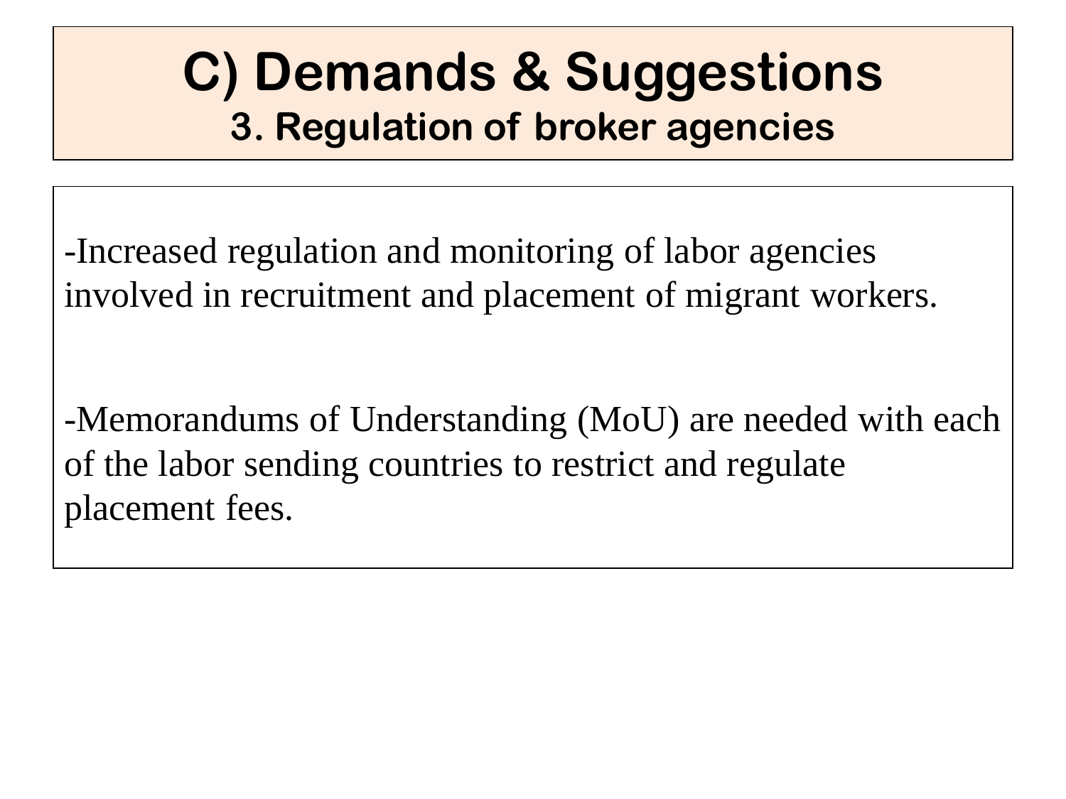# C) Demands & Suggestions

## 3. Regulation of broker agencies

-Increased regulation and monitoring of labor agencies involved in recruitment and placement of migrant workers.

-Memorandums of Understanding (MoU) are needed with each of the labor sending countries to restrict and regulate placement fees.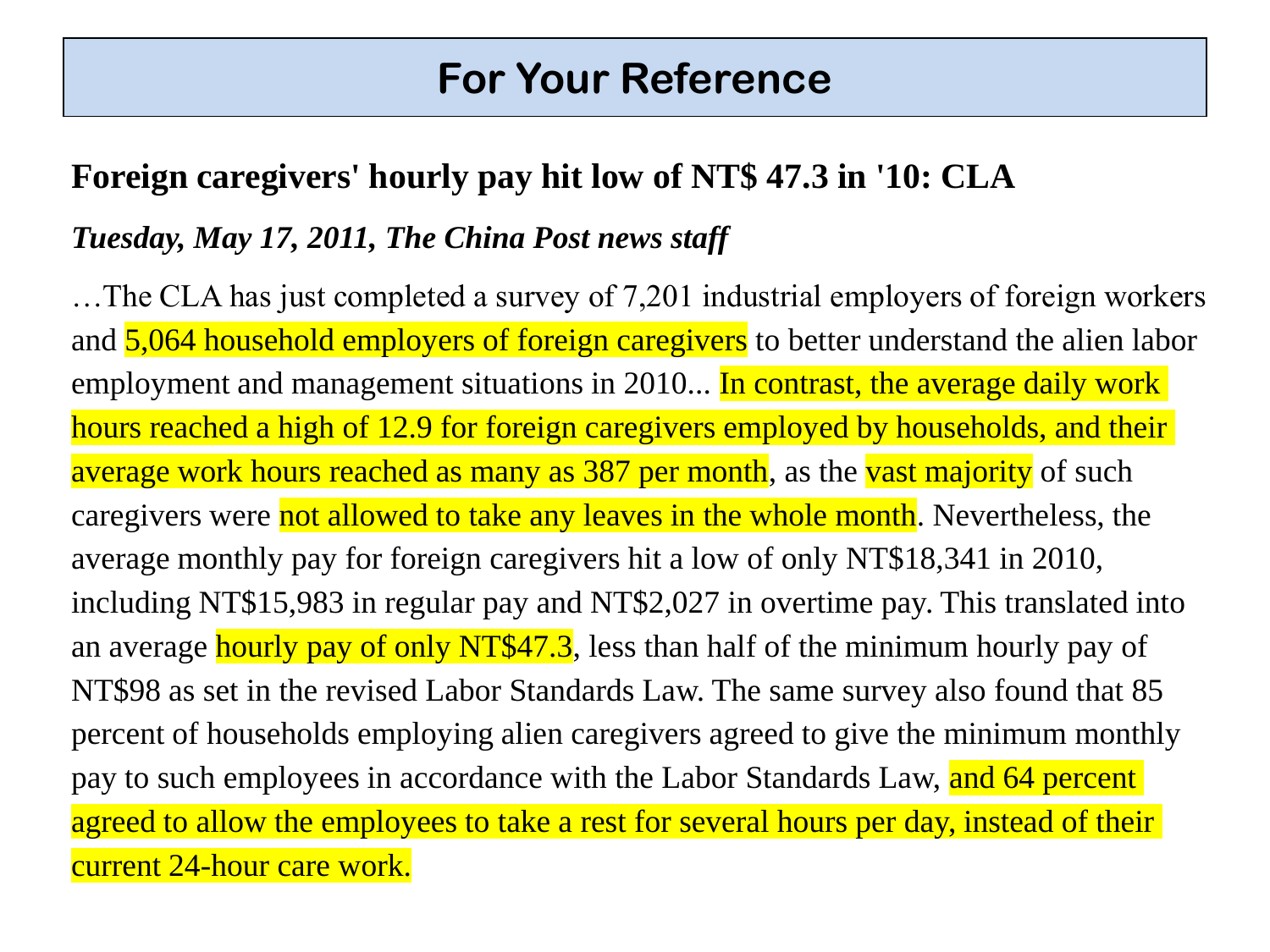# For Your Reference

## Foreign caregivers' hourly pay hit low of NT$ 47.3 in '10: CLA

***Tuesday, May 17, 2011, The China Post news staff***

…The CLA has just completed a survey of 7,201 industrial employers of foreign workers and 5,064 household employers of foreign caregivers to better understand the alien labor employment and management situations in 2010... In contrast, the average daily work hours reached a high of 12.9 for foreign caregivers employed by households, and their average work hours reached as many as 387 per month, as the vast majority of such caregivers were not allowed to take any leaves in the whole month. Nevertheless, the average monthly pay for foreign caregivers hit a low of only NT$18,341 in 2010, including NT$15,983 in regular pay and NT$2,027 in overtime pay. This translated into an average hourly pay of only NT$47.3, less than half of the minimum hourly pay of NT$98 as set in the revised Labor Standards Law. The same survey also found that 85 percent of households employing alien caregivers agreed to give the minimum monthly pay to such employees in accordance with the Labor Standards Law, and 64 percent agreed to allow the employees to take a rest for several hours per day, instead of their current 24-hour care work.